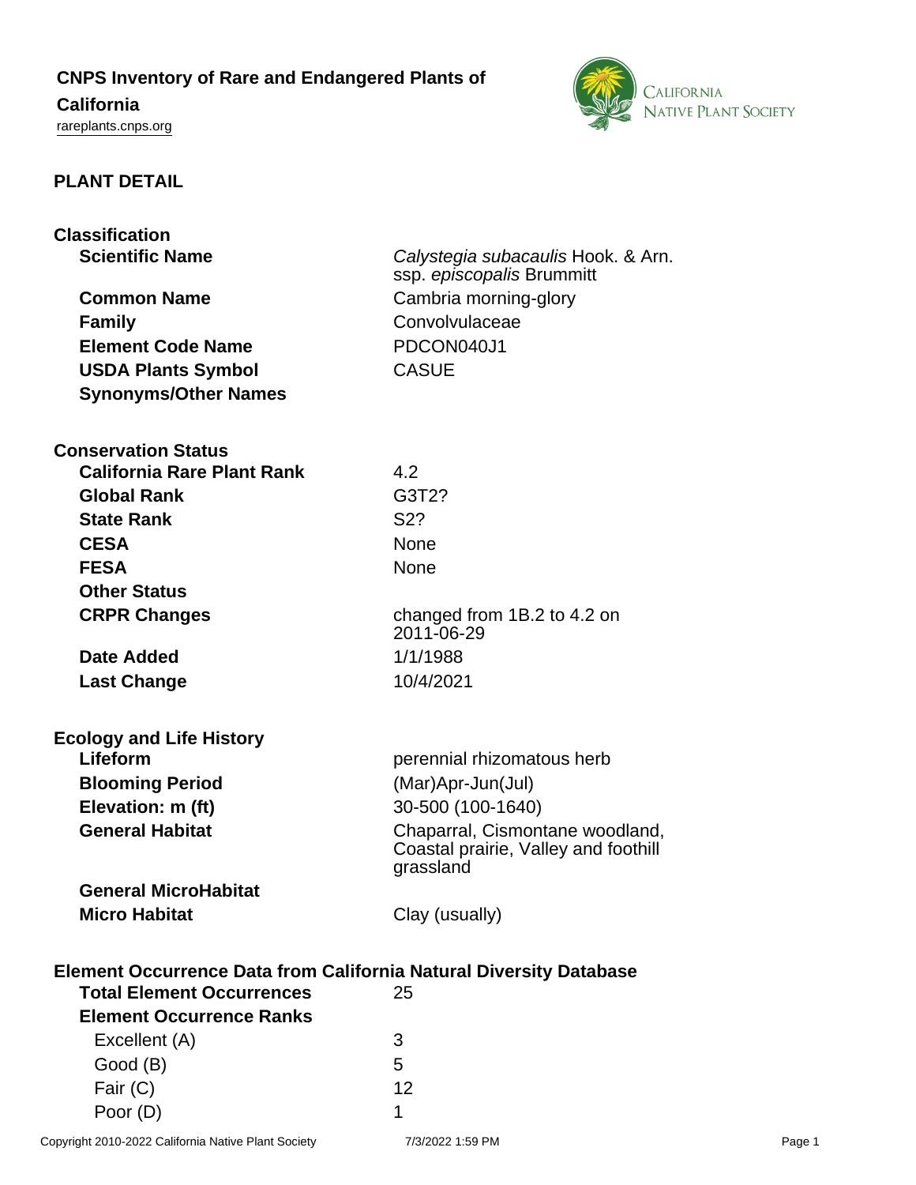# CNPS Inventory of Rare and Endangered Plants of California

rareplants.cnps.org

## PLANT DETAIL

### Classification

| | |
|---|---|
| **Scientific Name** | *Calystegia subacaulis* Hook. & Arn. ssp. *episcopalis* Brummitt |
| **Common Name** | Cambria morning-glory |
| **Family** | Convolvulaceae |
| **Element Code Name** | PDCON040J1 |
| **USDA Plants Symbol** | CASUE |
| **Synonyms/Other Names** | |

### Conservation Status

| | |
|---|---|
| **California Rare Plant Rank** | 4.2 |
| **Global Rank** | G3T2? |
| **State Rank** | S2? |
| **CESA** | None |
| **FESA** | None |
| **Other Status** | |
| **CRPR Changes** | changed from 1B.2 to 4.2 on 2011-06-29 |
| **Date Added** | 1/1/1988 |
| **Last Change** | 10/4/2021 |

### Ecology and Life History

| | |
|---|---|
| **Lifeform** | perennial rhizomatous herb |
| **Blooming Period** | (Mar)Apr-Jun(Jul) |
| **Elevation: m (ft)** | 30-500 (100-1640) |
| **General Habitat** | Chaparral, Cismontane woodland, Coastal prairie, Valley and foothill grassland |
| **General MicroHabitat** | |
| **Micro Habitat** | Clay (usually) |

### Element Occurrence Data from California Natural Diversity Database

| | |
|---|---|
| **Total Element Occurrences** | 25 |
| **Element Occurrence Ranks** | |
| Excellent (A) | 3 |
| Good (B) | 5 |
| Fair (C) | 12 |
| Poor (D) | 1 |

Copyright 2010-2022 California Native Plant Society 7/3/2022 1:59 PM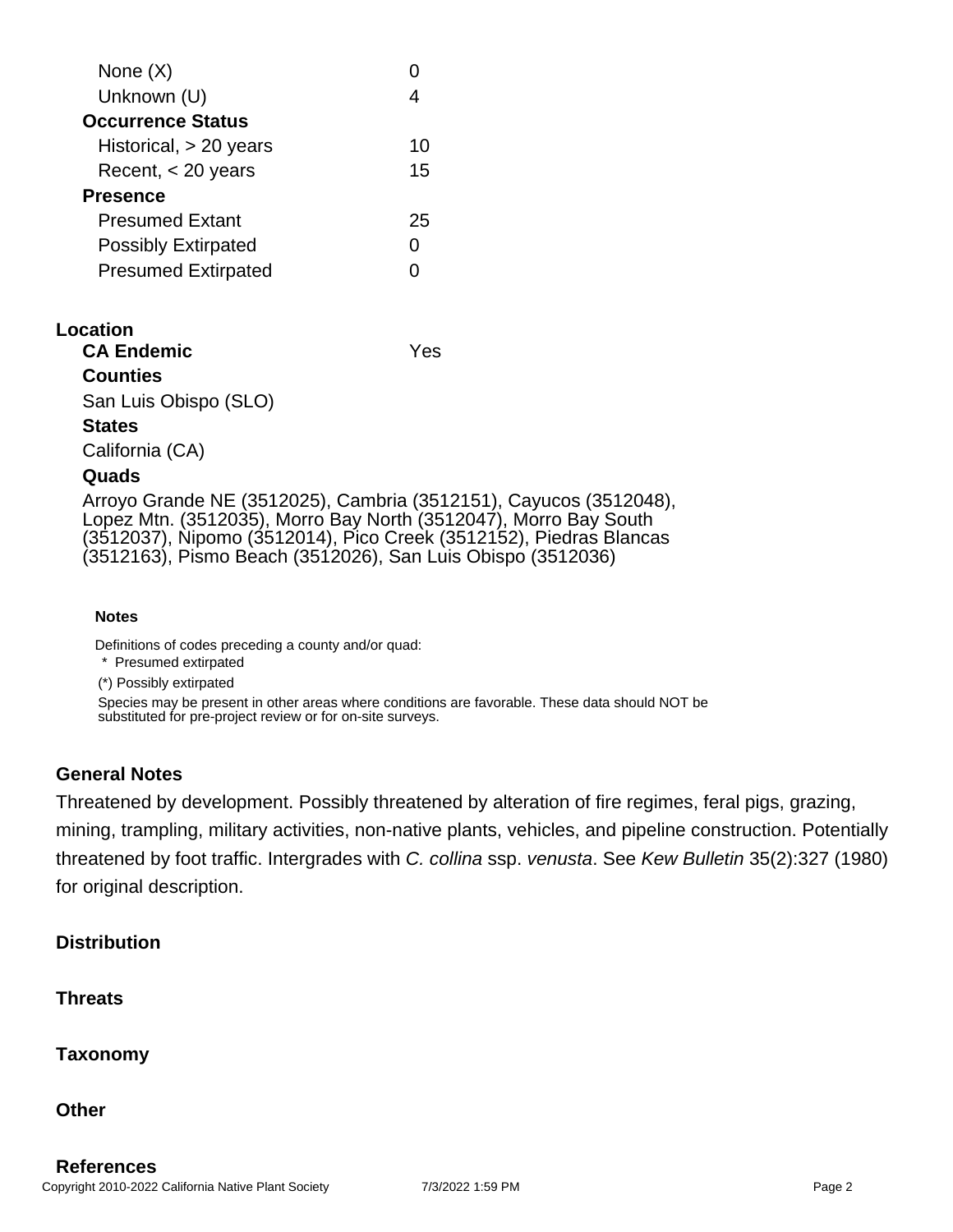| | |
|---|---|
| None (X) | 0 |
| Unknown (U) | 4 |
| **Occurrence Status** | |
| Historical, > 20 years | 10 |
| Recent, < 20 years | 15 |
| **Presence** | |
| Presumed Extant | 25 |
| Possibly Extirpated | 0 |
| Presumed Extirpated | 0 |

## Location

**CA Endemic** Yes

**Counties**

San Luis Obispo (SLO)

**States**

California (CA)

**Quads**

Arroyo Grande NE (3512025), Cambria (3512151), Cayucos (3512048), Lopez Mtn. (3512035), Morro Bay North (3512047), Morro Bay South (3512037), Nipomo (3512014), Pico Creek (3512152), Piedras Blancas (3512163), Pismo Beach (3512026), San Luis Obispo (3512036)

**Notes**

Definitions of codes preceding a county and/or quad:

\* Presumed extirpated

(*) Possibly extirpated

Species may be present in other areas where conditions are favorable. These data should NOT be substituted for pre-project review or for on-site surveys.

## General Notes

Threatened by development. Possibly threatened by alteration of fire regimes, feral pigs, grazing, mining, trampling, military activities, non-native plants, vehicles, and pipeline construction. Potentially threatened by foot traffic. Intergrades with *C. collina* ssp. *venusta*. See *Kew Bulletin* 35(2):327 (1980) for original description.

## Distribution

## Threats

## Taxonomy

## Other

## References